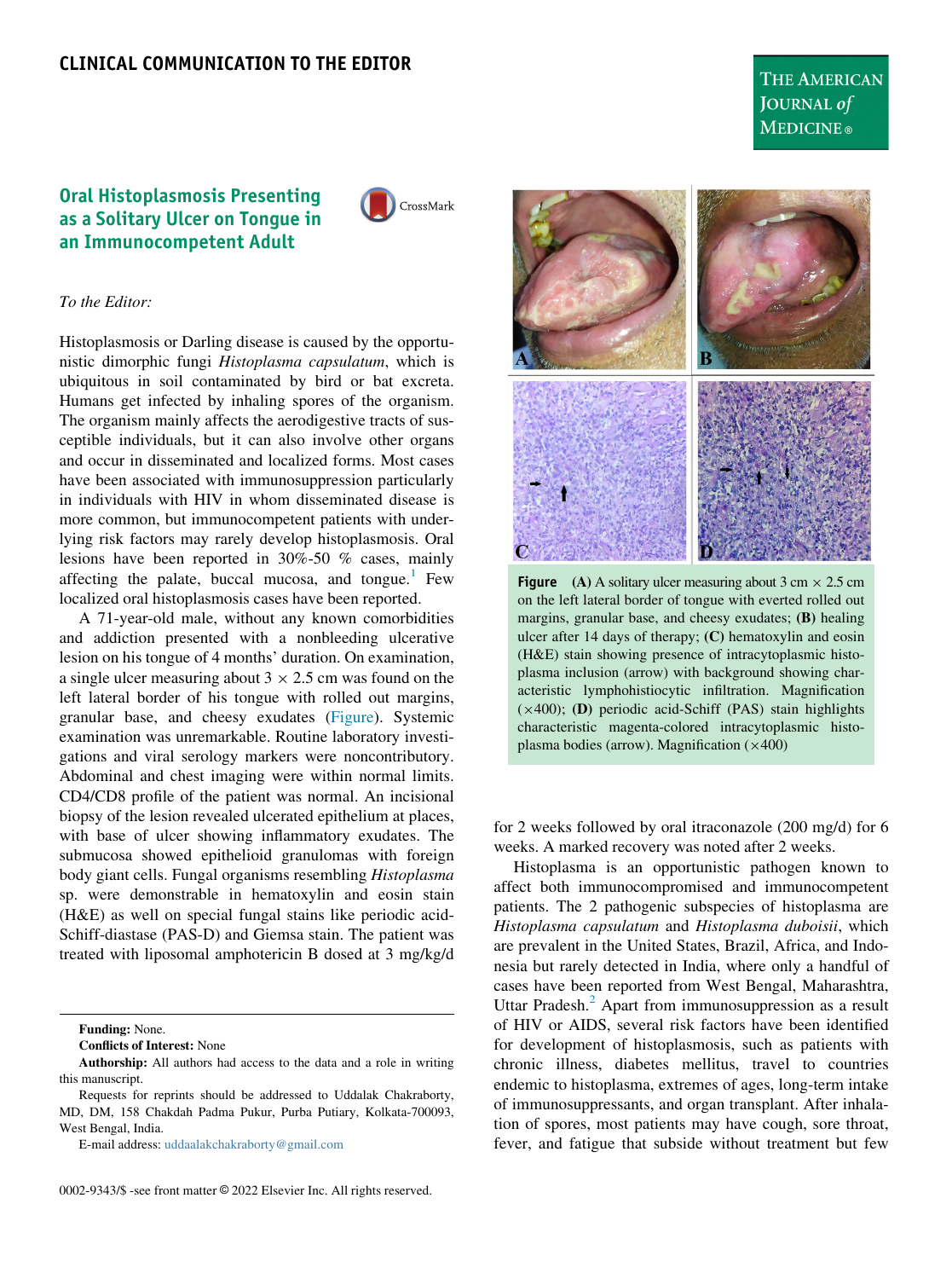CLINICAL COMMUNICATION TO THE EDITOR

# Oral Histoplasmosis Presenting as a Solitary Ulcer on Tongue in an Immunocompetent Adult

*To the Editor:*

Histoplasmosis or Darling disease is caused by the opportunistic dimorphic fungi *Histoplasma capsulatum*, which is ubiquitous in soil contaminated by bird or bat excreta. Humans get infected by inhaling spores of the organism. The organism mainly affects the aerodigestive tracts of susceptible individuals, but it can also involve other organs and occur in disseminated and localized forms. Most cases have been associated with immunosuppression particularly in individuals with HIV in whom disseminated disease is more common, but immunocompetent patients with underlying risk factors may rarely develop histoplasmosis. Oral lesions have been reported in 30%-50 % cases, mainly affecting the palate, buccal mucosa, and tongue.[1] Few localized oral histoplasmosis cases have been reported.

A 71-year-old male, without any known comorbidities and addiction presented with a nonbleeding ulcerative lesion on his tongue of 4 months' duration. On examination, a single ulcer measuring about $3 \times 2.5$ cm was found on the left lateral border of his tongue with rolled out margins, granular base, and cheesy exudates (Figure). Systemic examination was unremarkable. Routine laboratory investigations and viral serology markers were noncontributory. Abdominal and chest imaging were within normal limits. CD4/CD8 profile of the patient was normal. An incisional biopsy of the lesion revealed ulcerated epithelium at places, with base of ulcer showing inflammatory exudates. The submucosa showed epithelioid granulomas with foreign body giant cells. Fungal organisms resembling *Histoplasma* sp. were demonstrable in hematoxylin and eosin stain (H&E) as well on special fungal stains like periodic acid-Schiff-diastase (PAS-D) and Giemsa stain. The patient was treated with liposomal amphotericin B dosed at 3 mg/kg/d for 2 weeks followed by oral itraconazole (200 mg/d) for 6 weeks. A marked recovery was noted after 2 weeks.

**Figure** **(A)** A solitary ulcer measuring about 3 cm × 2.5 cm on the left lateral border of tongue with everted rolled out margins, granular base, and cheesy exudates; **(B)** healing ulcer after 14 days of therapy; **(C)** hematoxylin and eosin (H&E) stain showing presence of intracytoplasmic histoplasma inclusion (arrow) with background showing characteristic lymphohistiocytic infiltration. Magnification (×400); **(D)** periodic acid-Schiff (PAS) stain highlights characteristic magenta-colored intracytoplasmic histoplasma bodies (arrow). Magnification (×400)

Histoplasma is an opportunistic pathogen known to affect both immunocompromised and immunocompetent patients. The 2 pathogenic subspecies of histoplasma are *Histoplasma capsulatum* and *Histoplasma duboisii*, which are prevalent in the United States, Brazil, Africa, and Indonesia but rarely detected in India, where only a handful of cases have been reported from West Bengal, Maharashtra, Uttar Pradesh.[2] Apart from immunosuppression as a result of HIV or AIDS, several risk factors have been identified for development of histoplasmosis, such as patients with chronic illness, diabetes mellitus, travel to countries endemic to histoplasma, extremes of ages, long-term intake of immunosuppressants, and organ transplant. After inhalation of spores, most patients may have cough, sore throat, fever, and fatigue that subside without treatment but few

**Funding:** None.

**Conflicts of Interest:** None

**Authorship:** All authors had access to the data and a role in writing this manuscript.

Requests for reprints should be addressed to Uddalak Chakraborty, MD, DM, 158 Chakdah Padma Pukur, Purba Putiary, Kolkata-700093, West Bengal, India.

E-mail address: uddaalakchakraborty@gmail.com

0002-9343/$ -see front matter © 2022 Elsevier Inc. All rights reserved.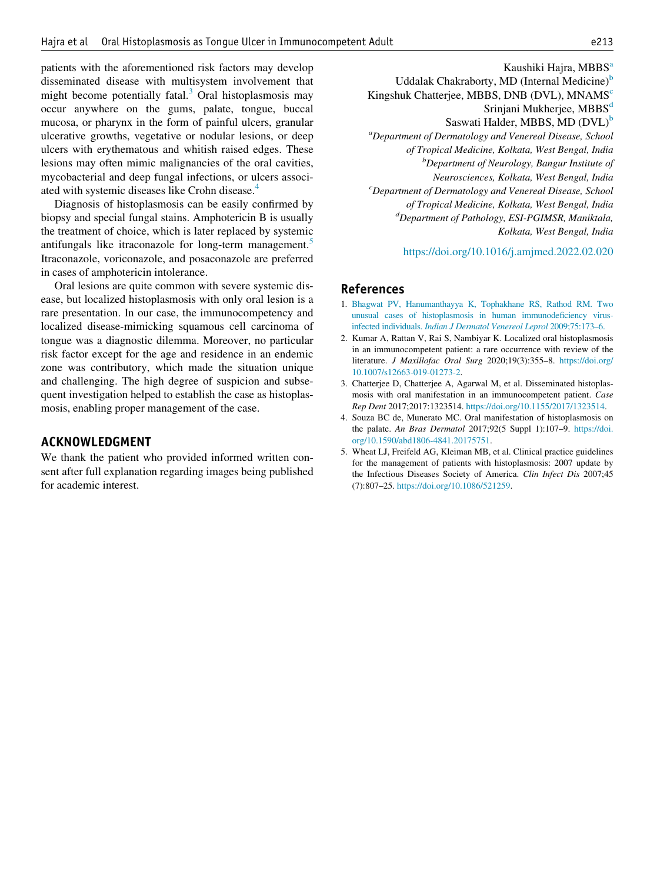patients with the aforementioned risk factors may develop disseminated disease with multisystem involvement that might become potentially fatal.[3] Oral histoplasmosis may occur anywhere on the gums, palate, tongue, buccal mucosa, or pharynx in the form of painful ulcers, granular ulcerative growths, vegetative or nodular lesions, or deep ulcers with erythematous and whitish raised edges. These lesions may often mimic malignancies of the oral cavities, mycobacterial and deep fungal infections, or ulcers associated with systemic diseases like Crohn disease.[4]

Diagnosis of histoplasmosis can be easily confirmed by biopsy and special fungal stains. Amphotericin B is usually the treatment of choice, which is later replaced by systemic antifungals like itraconazole for long-term management.[5] Itraconazole, voriconazole, and posaconazole are preferred in cases of amphotericin intolerance.

Oral lesions are quite common with severe systemic disease, but localized histoplasmosis with only oral lesion is a rare presentation. In our case, the immunocompetency and localized disease-mimicking squamous cell carcinoma of tongue was a diagnostic dilemma. Moreover, no particular risk factor except for the age and residence in an endemic zone was contributory, which made the situation unique and challenging. The high degree of suspicion and subsequent investigation helped to establish the case as histoplasmosis, enabling proper management of the case.

## ACKNOWLEDGMENT

We thank the patient who provided informed written consent after full explanation regarding images being published for academic interest.

Kaushiki Hajra, MBBS[a]
Uddalak Chakraborty, MD (Internal Medicine)[b]
Kingshuk Chatterjee, MBBS, DNB (DVL), MNAMS[c]
Srinjani Mukherjee, MBBS[d]
Saswati Halder, MBBS, MD (DVL)[b]

[a]*Department of Dermatology and Venereal Disease, School of Tropical Medicine, Kolkata, West Bengal, India*
[b]*Department of Neurology, Bangur Institute of Neurosciences, Kolkata, West Bengal, India*
[c]*Department of Dermatology and Venereal Disease, School of Tropical Medicine, Kolkata, West Bengal, India*
[d]*Department of Pathology, ESI-PGIMSR, Maniktala, Kolkata, West Bengal, India*

https://doi.org/10.1016/j.amjmed.2022.02.020

## References

1. Bhagwat PV, Hanumanthayya K, Tophakhane RS, Rathod RM. Two unusual cases of histoplasmosis in human immunodeficiency virus-infected individuals. *Indian J Dermatol Venereol Leprol* 2009;75:173–6.
2. Kumar A, Rattan V, Rai S, Nambiyar K. Localized oral histoplasmosis in an immunocompetent patient: a rare occurrence with review of the literature. *J Maxillofac Oral Surg* 2020;19(3):355–8. https://doi.org/10.1007/s12663-019-01273-2.
3. Chatterjee D, Chatterjee A, Agarwal M, et al. Disseminated histoplasmosis with oral manifestation in an immunocompetent patient. *Case Rep Dent* 2017;2017:1323514. https://doi.org/10.1155/2017/1323514.
4. Souza BC de, Munerato MC. Oral manifestation of histoplasmosis on the palate. *An Bras Dermatol* 2017;92(5 Suppl 1):107–9. https://doi.org/10.1590/abd1806-4841.20175751.
5. Wheat LJ, Freifeld AG, Kleiman MB, et al. Clinical practice guidelines for the management of patients with histoplasmosis: 2007 update by the Infectious Diseases Society of America. *Clin Infect Dis* 2007;45(7):807–25. https://doi.org/10.1086/521259.